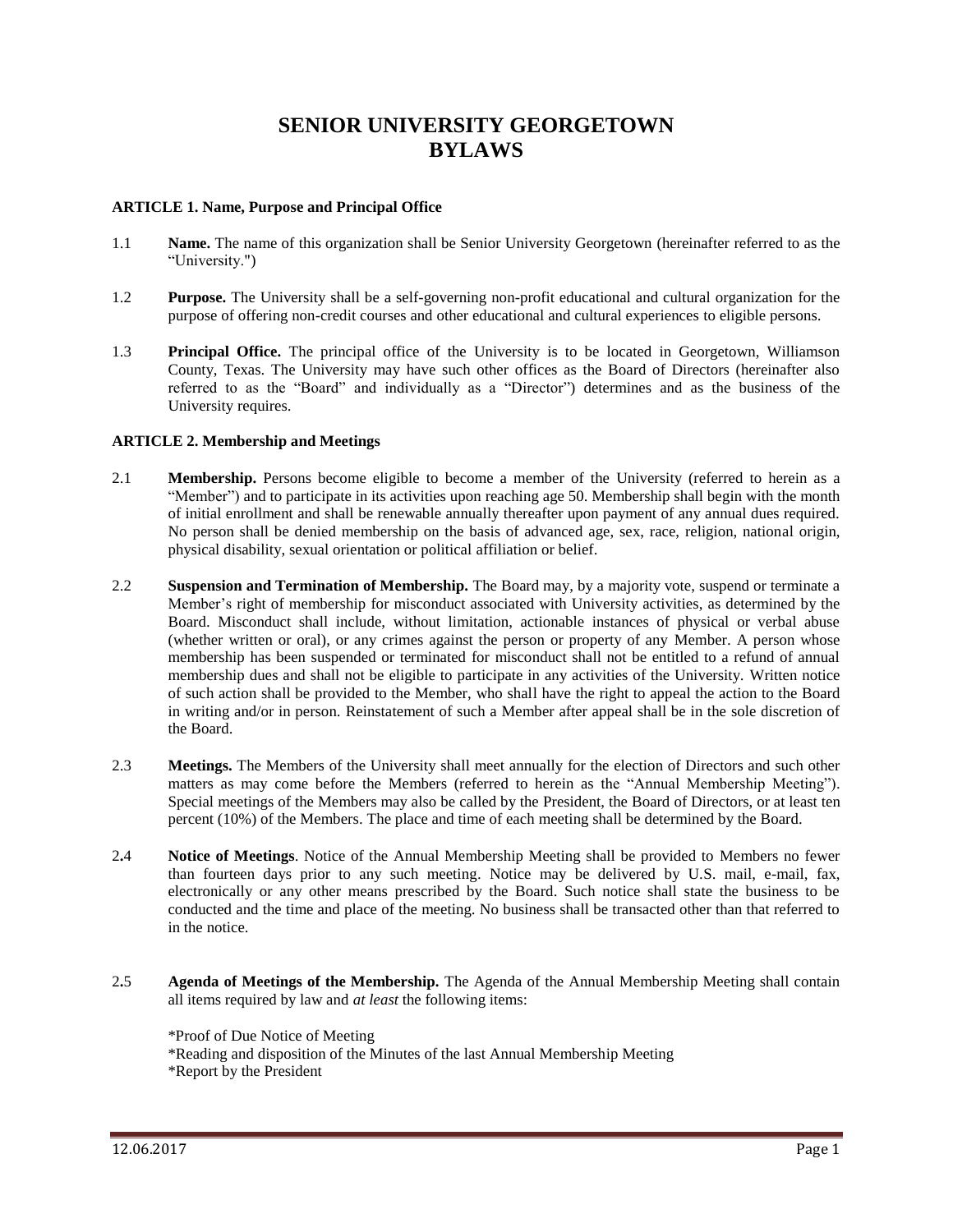# SENIOR UNIVERSITY GEORGETOWN BYLAWS

**ARTICLE 1. Name, Purpose and Principal Office**

1.1 **Name.** The name of this organization shall be Senior University Georgetown (hereinafter referred to as the "University.")

1.2 **Purpose.** The University shall be a self-governing non-profit educational and cultural organization for the purpose of offering non-credit courses and other educational and cultural experiences to eligible persons.

1.3 **Principal Office.** The principal office of the University is to be located in Georgetown, Williamson County, Texas. The University may have such other offices as the Board of Directors (hereinafter also referred to as the "Board" and individually as a "Director") determines and as the business of the University requires.

**ARTICLE 2. Membership and Meetings**

2.1 **Membership.** Persons become eligible to become a member of the University (referred to herein as a "Member") and to participate in its activities upon reaching age 50. Membership shall begin with the month of initial enrollment and shall be renewable annually thereafter upon payment of any annual dues required. No person shall be denied membership on the basis of advanced age, sex, race, religion, national origin, physical disability, sexual orientation or political affiliation or belief.

2.2 **Suspension and Termination of Membership.** The Board may, by a majority vote, suspend or terminate a Member's right of membership for misconduct associated with University activities, as determined by the Board. Misconduct shall include, without limitation, actionable instances of physical or verbal abuse (whether written or oral), or any crimes against the person or property of any Member. A person whose membership has been suspended or terminated for misconduct shall not be entitled to a refund of annual membership dues and shall not be eligible to participate in any activities of the University. Written notice of such action shall be provided to the Member, who shall have the right to appeal the action to the Board in writing and/or in person. Reinstatement of such a Member after appeal shall be in the sole discretion of the Board.

2.3 **Meetings.** The Members of the University shall meet annually for the election of Directors and such other matters as may come before the Members (referred to herein as the "Annual Membership Meeting"). Special meetings of the Members may also be called by the President, the Board of Directors, or at least ten percent (10%) of the Members. The place and time of each meeting shall be determined by the Board.

2.4 **Notice of Meetings**. Notice of the Annual Membership Meeting shall be provided to Members no fewer than fourteen days prior to any such meeting. Notice may be delivered by U.S. mail, e-mail, fax, electronically or any other means prescribed by the Board. Such notice shall state the business to be conducted and the time and place of the meeting. No business shall be transacted other than that referred to in the notice.

2.5 **Agenda of Meetings of the Membership.** The Agenda of the Annual Membership Meeting shall contain all items required by law and *at least* the following items:

*Proof of Due Notice of Meeting
*Reading and disposition of the Minutes of the last Annual Membership Meeting
*Report by the President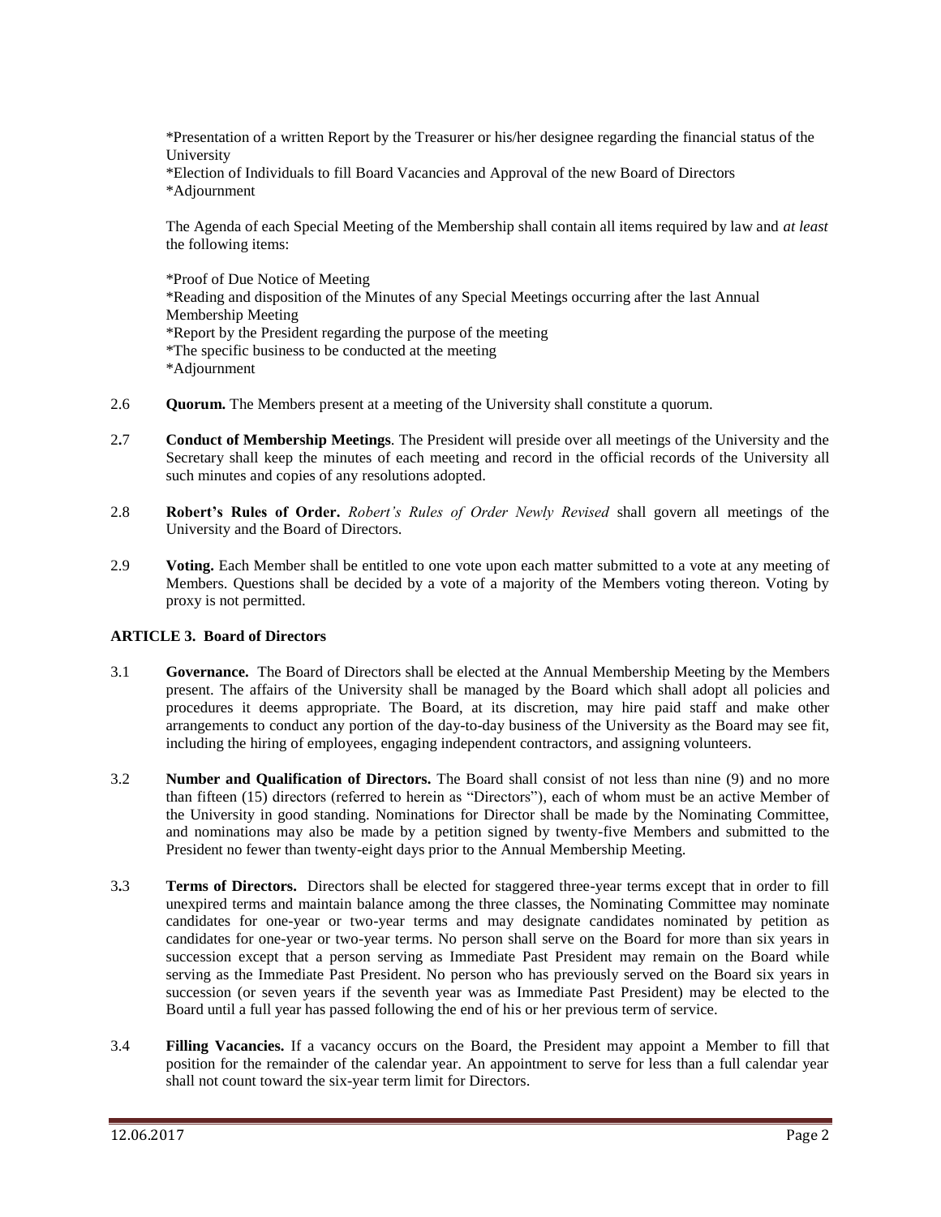*Presentation of a written Report by the Treasurer or his/her designee regarding the financial status of the University
*Election of Individuals to fill Board Vacancies and Approval of the new Board of Directors
*Adjournment

The Agenda of each Special Meeting of the Membership shall contain all items required by law and *at least* the following items:

*Proof of Due Notice of Meeting
*Reading and disposition of the Minutes of any Special Meetings occurring after the last Annual Membership Meeting
*Report by the President regarding the purpose of the meeting
*The specific business to be conducted at the meeting
*Adjournment

2.6 **Quorum.** The Members present at a meeting of the University shall constitute a quorum.

2.7 **Conduct of Membership Meetings**. The President will preside over all meetings of the University and the Secretary shall keep the minutes of each meeting and record in the official records of the University all such minutes and copies of any resolutions adopted.

2.8 **Robert's Rules of Order.** *Robert's Rules of Order Newly Revised* shall govern all meetings of the University and the Board of Directors.

2.9 **Voting.** Each Member shall be entitled to one vote upon each matter submitted to a vote at any meeting of Members. Questions shall be decided by a vote of a majority of the Members voting thereon. Voting by proxy is not permitted.

**ARTICLE 3. Board of Directors**

3.1 **Governance.** The Board of Directors shall be elected at the Annual Membership Meeting by the Members present. The affairs of the University shall be managed by the Board which shall adopt all policies and procedures it deems appropriate. The Board, at its discretion, may hire paid staff and make other arrangements to conduct any portion of the day-to-day business of the University as the Board may see fit, including the hiring of employees, engaging independent contractors, and assigning volunteers.

3.2 **Number and Qualification of Directors.** The Board shall consist of not less than nine (9) and no more than fifteen (15) directors (referred to herein as "Directors"), each of whom must be an active Member of the University in good standing. Nominations for Director shall be made by the Nominating Committee, and nominations may also be made by a petition signed by twenty-five Members and submitted to the President no fewer than twenty-eight days prior to the Annual Membership Meeting.

3.3 **Terms of Directors.** Directors shall be elected for staggered three-year terms except that in order to fill unexpired terms and maintain balance among the three classes, the Nominating Committee may nominate candidates for one-year or two-year terms and may designate candidates nominated by petition as candidates for one-year or two-year terms. No person shall serve on the Board for more than six years in succession except that a person serving as Immediate Past President may remain on the Board while serving as the Immediate Past President. No person who has previously served on the Board six years in succession (or seven years if the seventh year was as Immediate Past President) may be elected to the Board until a full year has passed following the end of his or her previous term of service.

3.4 **Filling Vacancies.** If a vacancy occurs on the Board, the President may appoint a Member to fill that position for the remainder of the calendar year. An appointment to serve for less than a full calendar year shall not count toward the six-year term limit for Directors.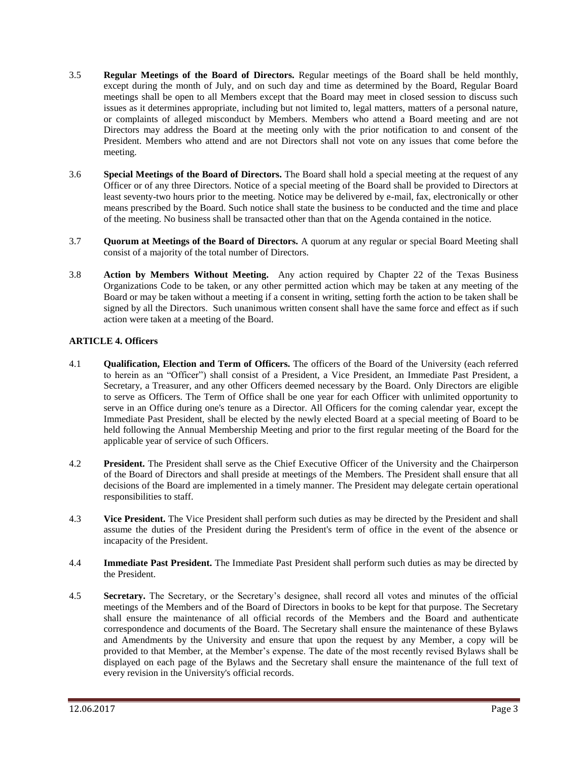3.5 **Regular Meetings of the Board of Directors.** Regular meetings of the Board shall be held monthly, except during the month of July, and on such day and time as determined by the Board, Regular Board meetings shall be open to all Members except that the Board may meet in closed session to discuss such issues as it determines appropriate, including but not limited to, legal matters, matters of a personal nature, or complaints of alleged misconduct by Members. Members who attend a Board meeting and are not Directors may address the Board at the meeting only with the prior notification to and consent of the President. Members who attend and are not Directors shall not vote on any issues that come before the meeting.

3.6 **Special Meetings of the Board of Directors.** The Board shall hold a special meeting at the request of any Officer or of any three Directors. Notice of a special meeting of the Board shall be provided to Directors at least seventy-two hours prior to the meeting. Notice may be delivered by e-mail, fax, electronically or other means prescribed by the Board. Such notice shall state the business to be conducted and the time and place of the meeting. No business shall be transacted other than that on the Agenda contained in the notice.

3.7 **Quorum at Meetings of the Board of Directors.** A quorum at any regular or special Board Meeting shall consist of a majority of the total number of Directors.

3.8 **Action by Members Without Meeting.** Any action required by Chapter 22 of the Texas Business Organizations Code to be taken, or any other permitted action which may be taken at any meeting of the Board or may be taken without a meeting if a consent in writing, setting forth the action to be taken shall be signed by all the Directors. Such unanimous written consent shall have the same force and effect as if such action were taken at a meeting of the Board.

**ARTICLE 4. Officers**

4.1 **Qualification, Election and Term of Officers.** The officers of the Board of the University (each referred to herein as an "Officer") shall consist of a President, a Vice President, an Immediate Past President, a Secretary, a Treasurer, and any other Officers deemed necessary by the Board. Only Directors are eligible to serve as Officers. The Term of Office shall be one year for each Officer with unlimited opportunity to serve in an Office during one's tenure as a Director. All Officers for the coming calendar year, except the Immediate Past President, shall be elected by the newly elected Board at a special meeting of Board to be held following the Annual Membership Meeting and prior to the first regular meeting of the Board for the applicable year of service of such Officers.

4.2 **President.** The President shall serve as the Chief Executive Officer of the University and the Chairperson of the Board of Directors and shall preside at meetings of the Members. The President shall ensure that all decisions of the Board are implemented in a timely manner. The President may delegate certain operational responsibilities to staff.

4.3 **Vice President.** The Vice President shall perform such duties as may be directed by the President and shall assume the duties of the President during the President's term of office in the event of the absence or incapacity of the President.

4.4 **Immediate Past President.** The Immediate Past President shall perform such duties as may be directed by the President.

4.5 **Secretary.** The Secretary, or the Secretary's designee, shall record all votes and minutes of the official meetings of the Members and of the Board of Directors in books to be kept for that purpose. The Secretary shall ensure the maintenance of all official records of the Members and the Board and authenticate correspondence and documents of the Board. The Secretary shall ensure the maintenance of these Bylaws and Amendments by the University and ensure that upon the request by any Member, a copy will be provided to that Member, at the Member's expense. The date of the most recently revised Bylaws shall be displayed on each page of the Bylaws and the Secretary shall ensure the maintenance of the full text of every revision in the University's official records.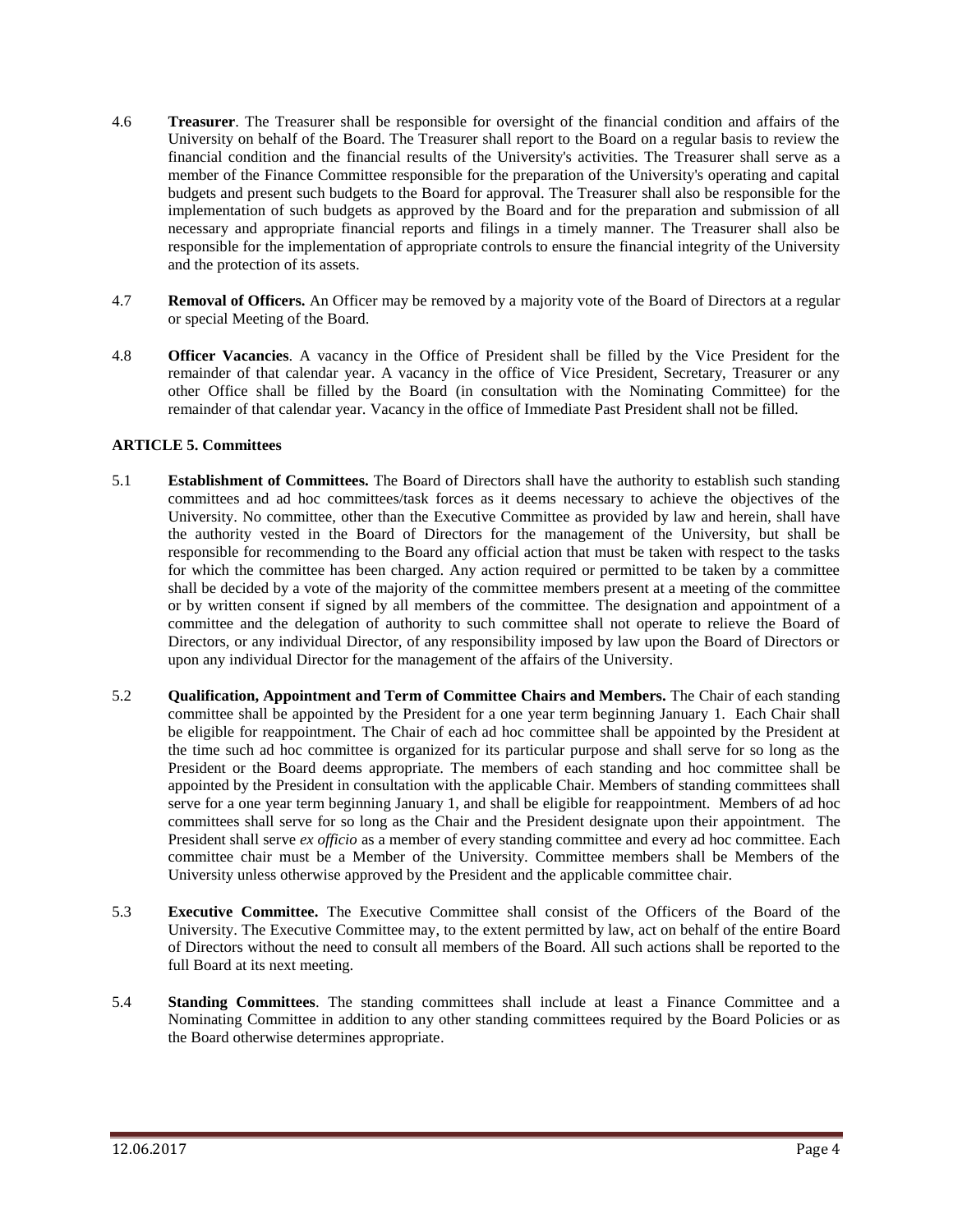4.6 **Treasurer**. The Treasurer shall be responsible for oversight of the financial condition and affairs of the University on behalf of the Board. The Treasurer shall report to the Board on a regular basis to review the financial condition and the financial results of the University's activities. The Treasurer shall serve as a member of the Finance Committee responsible for the preparation of the University's operating and capital budgets and present such budgets to the Board for approval. The Treasurer shall also be responsible for the implementation of such budgets as approved by the Board and for the preparation and submission of all necessary and appropriate financial reports and filings in a timely manner. The Treasurer shall also be responsible for the implementation of appropriate controls to ensure the financial integrity of the University and the protection of its assets.

4.7 **Removal of Officers.** An Officer may be removed by a majority vote of the Board of Directors at a regular or special Meeting of the Board.

4.8 **Officer Vacancies**. A vacancy in the Office of President shall be filled by the Vice President for the remainder of that calendar year. A vacancy in the office of Vice President, Secretary, Treasurer or any other Office shall be filled by the Board (in consultation with the Nominating Committee) for the remainder of that calendar year. Vacancy in the office of Immediate Past President shall not be filled.

**ARTICLE 5. Committees**

5.1 **Establishment of Committees.** The Board of Directors shall have the authority to establish such standing committees and ad hoc committees/task forces as it deems necessary to achieve the objectives of the University. No committee, other than the Executive Committee as provided by law and herein, shall have the authority vested in the Board of Directors for the management of the University, but shall be responsible for recommending to the Board any official action that must be taken with respect to the tasks for which the committee has been charged. Any action required or permitted to be taken by a committee shall be decided by a vote of the majority of the committee members present at a meeting of the committee or by written consent if signed by all members of the committee. The designation and appointment of a committee and the delegation of authority to such committee shall not operate to relieve the Board of Directors, or any individual Director, of any responsibility imposed by law upon the Board of Directors or upon any individual Director for the management of the affairs of the University.

5.2 **Qualification, Appointment and Term of Committee Chairs and Members.** The Chair of each standing committee shall be appointed by the President for a one year term beginning January 1. Each Chair shall be eligible for reappointment. The Chair of each ad hoc committee shall be appointed by the President at the time such ad hoc committee is organized for its particular purpose and shall serve for so long as the President or the Board deems appropriate. The members of each standing and hoc committee shall be appointed by the President in consultation with the applicable Chair. Members of standing committees shall serve for a one year term beginning January 1, and shall be eligible for reappointment. Members of ad hoc committees shall serve for so long as the Chair and the President designate upon their appointment. The President shall serve *ex officio* as a member of every standing committee and every ad hoc committee. Each committee chair must be a Member of the University. Committee members shall be Members of the University unless otherwise approved by the President and the applicable committee chair.

5.3 **Executive Committee.** The Executive Committee shall consist of the Officers of the Board of the University. The Executive Committee may, to the extent permitted by law, act on behalf of the entire Board of Directors without the need to consult all members of the Board. All such actions shall be reported to the full Board at its next meeting.

5.4 **Standing Committees**. The standing committees shall include at least a Finance Committee and a Nominating Committee in addition to any other standing committees required by the Board Policies or as the Board otherwise determines appropriate.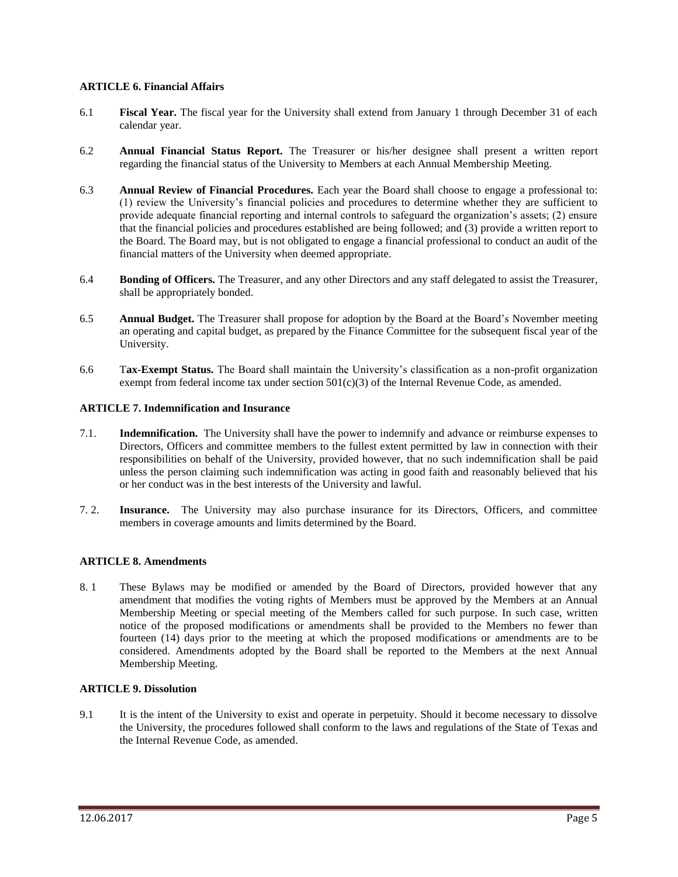### ARTICLE 6. Financial Affairs

6.1 **Fiscal Year.** The fiscal year for the University shall extend from January 1 through December 31 of each calendar year.

6.2 **Annual Financial Status Report.** The Treasurer or his/her designee shall present a written report regarding the financial status of the University to Members at each Annual Membership Meeting.

6.3 **Annual Review of Financial Procedures.** Each year the Board shall choose to engage a professional to: (1) review the University's financial policies and procedures to determine whether they are sufficient to provide adequate financial reporting and internal controls to safeguard the organization's assets; (2) ensure that the financial policies and procedures established are being followed; and (3) provide a written report to the Board. The Board may, but is not obligated to engage a financial professional to conduct an audit of the financial matters of the University when deemed appropriate.

6.4 **Bonding of Officers.** The Treasurer, and any other Directors and any staff delegated to assist the Treasurer, shall be appropriately bonded.

6.5 **Annual Budget.** The Treasurer shall propose for adoption by the Board at the Board's November meeting an operating and capital budget, as prepared by the Finance Committee for the subsequent fiscal year of the University.

6.6 T**ax-Exempt Status.** The Board shall maintain the University's classification as a non-profit organization exempt from federal income tax under section 501(c)(3) of the Internal Revenue Code, as amended.

### ARTICLE 7. Indemnification and Insurance

7.1. **Indemnification.** The University shall have the power to indemnify and advance or reimburse expenses to Directors, Officers and committee members to the fullest extent permitted by law in connection with their responsibilities on behalf of the University, provided however, that no such indemnification shall be paid unless the person claiming such indemnification was acting in good faith and reasonably believed that his or her conduct was in the best interests of the University and lawful.

7. 2. **Insurance.** The University may also purchase insurance for its Directors, Officers, and committee members in coverage amounts and limits determined by the Board.

### ARTICLE 8. Amendments

8. 1 These Bylaws may be modified or amended by the Board of Directors, provided however that any amendment that modifies the voting rights of Members must be approved by the Members at an Annual Membership Meeting or special meeting of the Members called for such purpose. In such case, written notice of the proposed modifications or amendments shall be provided to the Members no fewer than fourteen (14) days prior to the meeting at which the proposed modifications or amendments are to be considered. Amendments adopted by the Board shall be reported to the Members at the next Annual Membership Meeting.

### ARTICLE 9. Dissolution

9.1 It is the intent of the University to exist and operate in perpetuity. Should it become necessary to dissolve the University, the procedures followed shall conform to the laws and regulations of the State of Texas and the Internal Revenue Code, as amended.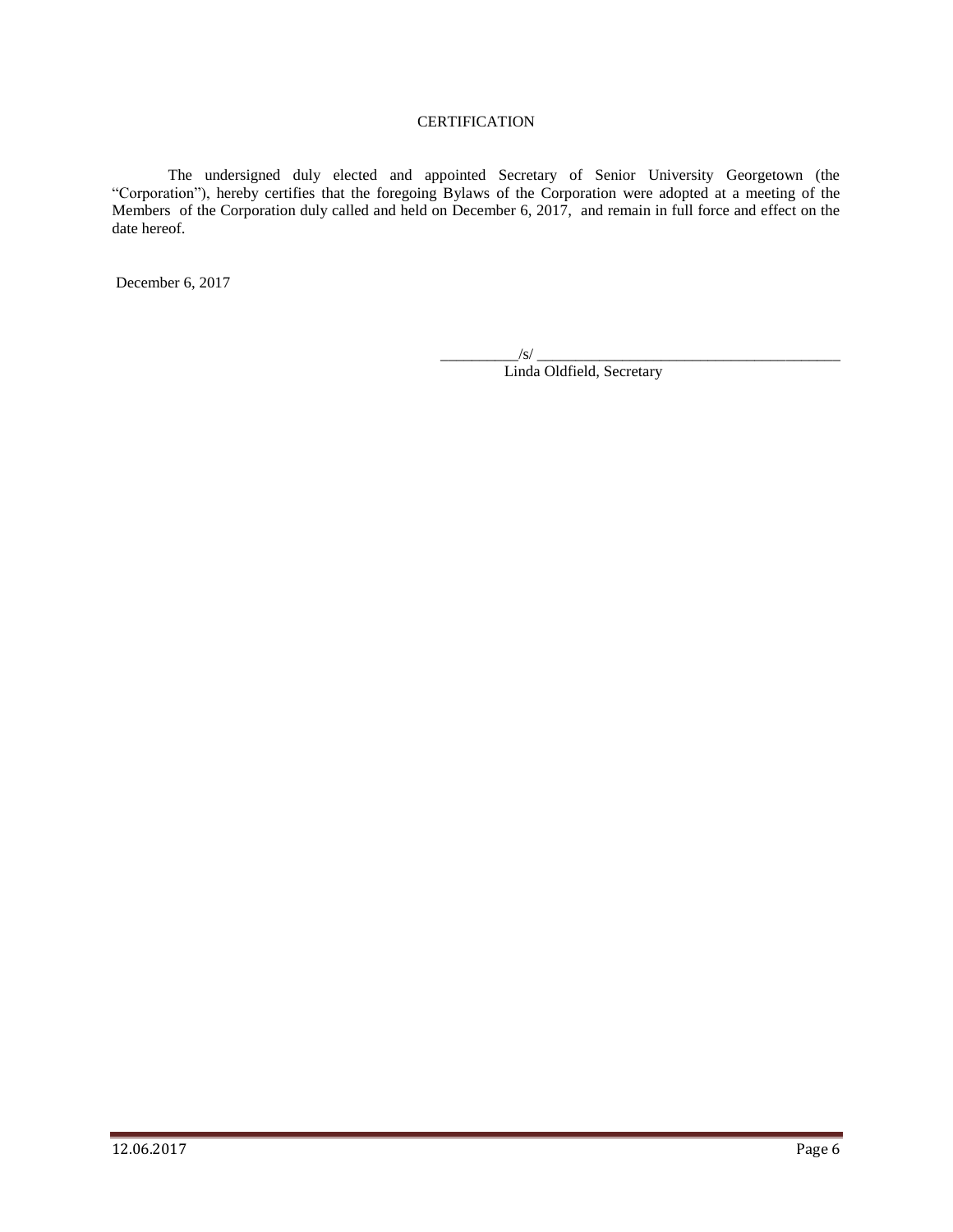## CERTIFICATION

The undersigned duly elected and appointed Secretary of Senior University Georgetown (the "Corporation"), hereby certifies that the foregoing Bylaws of the Corporation were adopted at a meeting of the Members of the Corporation duly called and held on December 6, 2017, and remain in full force and effect on the date hereof.

December 6, 2017

__________/s/ ________________________________________

Linda Oldfield, Secretary